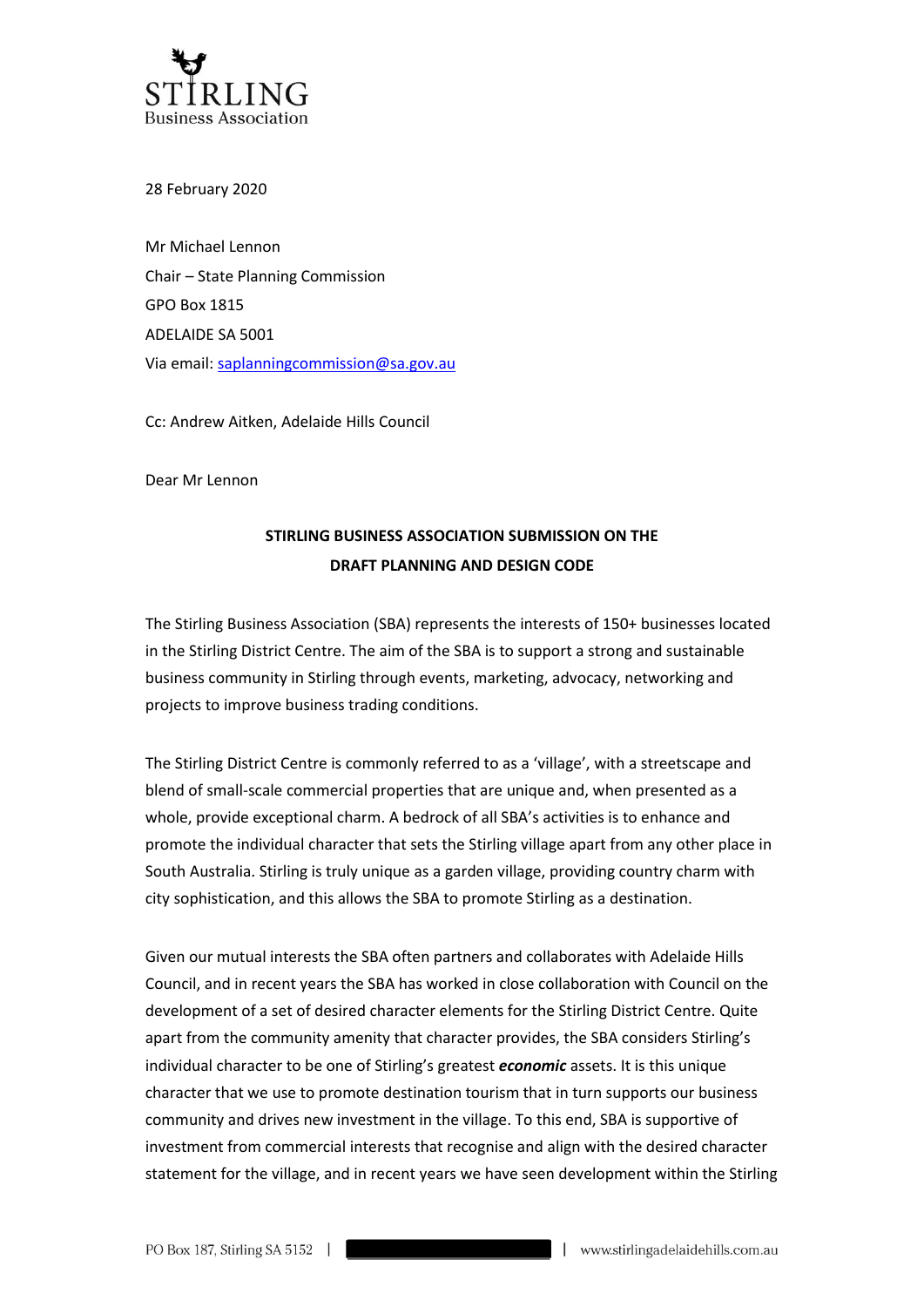STIRLING
Business Association

28 February 2020

Mr Michael Lennon
Chair – State Planning Commission
GPO Box 1815
ADELAIDE SA 5001
Via email: saplanningcommission@sa.gov.au

Cc: Andrew Aitken, Adelaide Hills Council

Dear Mr Lennon

**STIRLING BUSINESS ASSOCIATION SUBMISSION ON THE DRAFT PLANNING AND DESIGN CODE**

The Stirling Business Association (SBA) represents the interests of 150+ businesses located in the Stirling District Centre. The aim of the SBA is to support a strong and sustainable business community in Stirling through events, marketing, advocacy, networking and projects to improve business trading conditions.

The Stirling District Centre is commonly referred to as a 'village', with a streetscape and blend of small-scale commercial properties that are unique and, when presented as a whole, provide exceptional charm. A bedrock of all SBA's activities is to enhance and promote the individual character that sets the Stirling village apart from any other place in South Australia. Stirling is truly unique as a garden village, providing country charm with city sophistication, and this allows the SBA to promote Stirling as a destination.

Given our mutual interests the SBA often partners and collaborates with Adelaide Hills Council, and in recent years the SBA has worked in close collaboration with Council on the development of a set of desired character elements for the Stirling District Centre. Quite apart from the community amenity that character provides, the SBA considers Stirling's individual character to be one of Stirling's greatest ***economic*** assets. It is this unique character that we use to promote destination tourism that in turn supports our business community and drives new investment in the village. To this end, SBA is supportive of investment from commercial interests that recognise and align with the desired character statement for the village, and in recent years we have seen development within the Stirling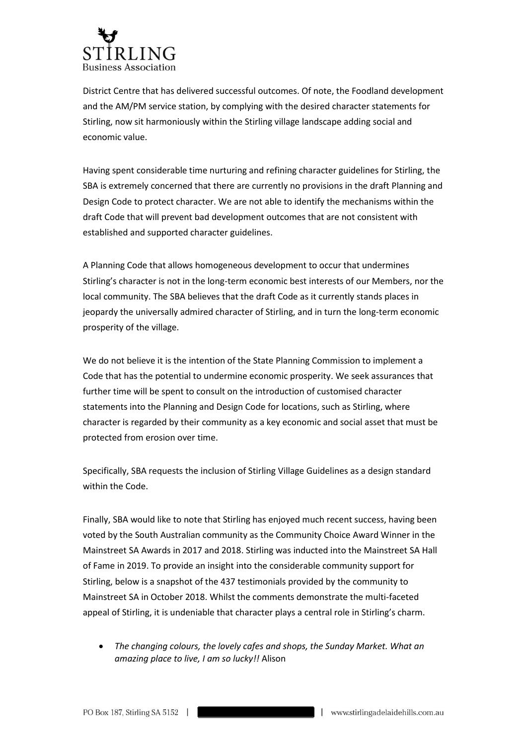District Centre that has delivered successful outcomes. Of note, the Foodland development and the AM/PM service station, by complying with the desired character statements for Stirling, now sit harmoniously within the Stirling village landscape adding social and economic value.

Having spent considerable time nurturing and refining character guidelines for Stirling, the SBA is extremely concerned that there are currently no provisions in the draft Planning and Design Code to protect character. We are not able to identify the mechanisms within the draft Code that will prevent bad development outcomes that are not consistent with established and supported character guidelines.

A Planning Code that allows homogeneous development to occur that undermines Stirling's character is not in the long-term economic best interests of our Members, nor the local community. The SBA believes that the draft Code as it currently stands places in jeopardy the universally admired character of Stirling, and in turn the long-term economic prosperity of the village.

We do not believe it is the intention of the State Planning Commission to implement a Code that has the potential to undermine economic prosperity. We seek assurances that further time will be spent to consult on the introduction of customised character statements into the Planning and Design Code for locations, such as Stirling, where character is regarded by their community as a key economic and social asset that must be protected from erosion over time.

Specifically, SBA requests the inclusion of Stirling Village Guidelines as a design standard within the Code.

Finally, SBA would like to note that Stirling has enjoyed much recent success, having been voted by the South Australian community as the Community Choice Award Winner in the Mainstreet SA Awards in 2017 and 2018. Stirling was inducted into the Mainstreet SA Hall of Fame in 2019. To provide an insight into the considerable community support for Stirling, below is a snapshot of the 437 testimonials provided by the community to Mainstreet SA in October 2018. Whilst the comments demonstrate the multi-faceted appeal of Stirling, it is undeniable that character plays a central role in Stirling's charm.

- *The changing colours, the lovely cafes and shops, the Sunday Market. What an amazing place to live, I am so lucky!!* Alison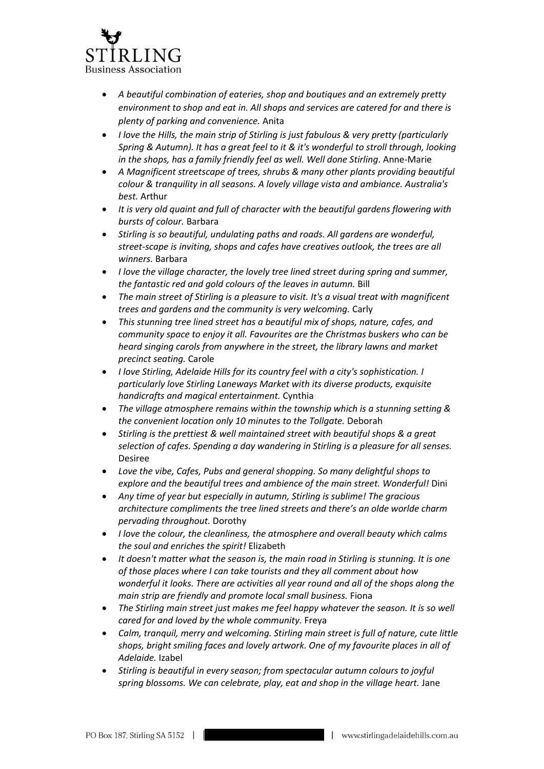- *A beautiful combination of eateries, shop and boutiques and an extremely pretty environment to shop and eat in. All shops and services are catered for and there is plenty of parking and convenience.* Anita
- *I love the Hills, the main strip of Stirling is just fabulous & very pretty (particularly Spring & Autumn). It has a great feel to it & it's wonderful to stroll through, looking in the shops, has a family friendly feel as well. Well done Stirling*. Anne-Marie
- *A Magnificent streetscape of trees, shrubs & many other plants providing beautiful colour & tranquility in all seasons. A lovely village vista and ambiance. Australia's best.* Arthur
- *It is very old quaint and full of character with the beautiful gardens flowering with bursts of colour.* Barbara
- *Stirling is so beautiful, undulating paths and roads. All gardens are wonderful, street-scape is inviting, shops and cafes have creatives outlook, the trees are all winners.* Barbara
- *I love the village character, the lovely tree lined street during spring and summer, the fantastic red and gold colours of the leaves in autumn.* Bill
- *The main street of Stirling is a pleasure to visit. It's a visual treat with magnificent trees and gardens and the community is very welcoming.* Carly
- *This stunning tree lined street has a beautiful mix of shops, nature, cafes, and community space to enjoy it all. Favourites are the Christmas buskers who can be heard singing carols from anywhere in the street, the library lawns and market precinct seating.* Carole
- *I love Stirling, Adelaide Hills for its country feel with a city's sophistication. I particularly love Stirling Laneways Market with its diverse products, exquisite handicrafts and magical entertainment.* Cynthia
- *The village atmosphere remains within the township which is a stunning setting & the convenient location only 10 minutes to the Tollgate.* Deborah
- *Stirling is the prettiest & well maintained street with beautiful shops & a great selection of cafes. Spending a day wandering in Stirling is a pleasure for all senses.* Desiree
- *Love the vibe, Cafes, Pubs and general shopping. So many delightful shops to explore and the beautiful trees and ambience of the main street. Wonderful!* Dini
- *Any time of year but especially in autumn, Stirling is sublime! The gracious architecture compliments the tree lined streets and there's an olde worlde charm pervading throughout.* Dorothy
- *I love the colour, the cleanliness, the atmosphere and overall beauty which calms the soul and enriches the spirit!* Elizabeth
- *It doesn't matter what the season is, the main road in Stirling is stunning. It is one of those places where I can take tourists and they all comment about how wonderful it looks. There are activities all year round and all of the shops along the main strip are friendly and promote local small business.* Fiona
- *The Stirling main street just makes me feel happy whatever the season. It is so well cared for and loved by the whole community.* Freya
- *Calm, tranquil, merry and welcoming. Stirling main street is full of nature, cute little shops, bright smiling faces and lovely artwork. One of my favourite places in all of Adelaide.* Izabel
- *Stirling is beautiful in every season; from spectacular autumn colours to joyful spring blossoms. We can celebrate, play, eat and shop in the village heart.* Jane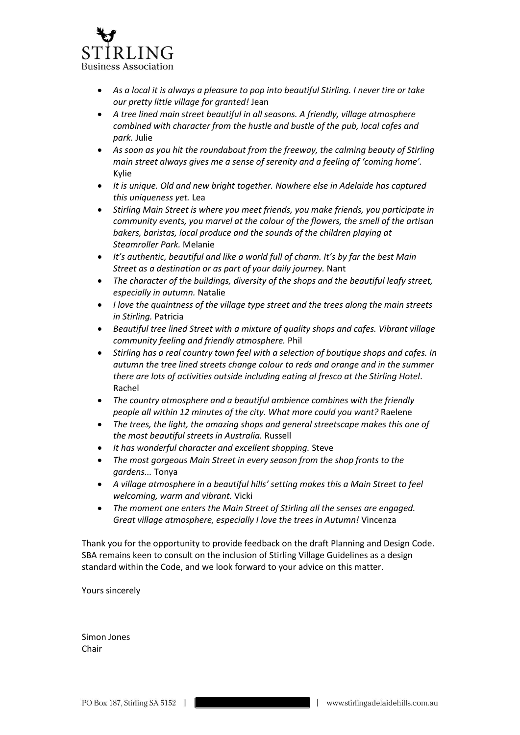- *As a local it is always a pleasure to pop into beautiful Stirling. I never tire or take our pretty little village for granted!* Jean
- *A tree lined main street beautiful in all seasons. A friendly, village atmosphere combined with character from the hustle and bustle of the pub, local cafes and park.* Julie
- *As soon as you hit the roundabout from the freeway, the calming beauty of Stirling main street always gives me a sense of serenity and a feeling of 'coming home'.* Kylie
- *It is unique. Old and new bright together. Nowhere else in Adelaide has captured this uniqueness yet.* Lea
- *Stirling Main Street is where you meet friends, you make friends, you participate in community events, you marvel at the colour of the flowers, the smell of the artisan bakers, baristas, local produce and the sounds of the children playing at Steamroller Park.* Melanie
- *It's authentic, beautiful and like a world full of charm. It's by far the best Main Street as a destination or as part of your daily journey.* Nant
- *The character of the buildings, diversity of the shops and the beautiful leafy street, especially in autumn.* Natalie
- *I love the quaintness of the village type street and the trees along the main streets in Stirling.* Patricia
- *Beautiful tree lined Street with a mixture of quality shops and cafes. Vibrant village community feeling and friendly atmosphere.* Phil
- *Stirling has a real country town feel with a selection of boutique shops and cafes. In autumn the tree lined streets change colour to reds and orange and in the summer there are lots of activities outside including eating al fresco at the Stirling Hotel*. Rachel
- *The country atmosphere and a beautiful ambience combines with the friendly people all within 12 minutes of the city. What more could you want?* Raelene
- *The trees, the light, the amazing shops and general streetscape makes this one of the most beautiful streets in Australia.* Russell
- *It has wonderful character and excellent shopping.* Steve
- *The most gorgeous Main Street in every season from the shop fronts to the gardens...* Tonya
- *A village atmosphere in a beautiful hills' setting makes this a Main Street to feel welcoming, warm and vibrant.* Vicki
- *The moment one enters the Main Street of Stirling all the senses are engaged. Great village atmosphere, especially I love the trees in Autumn!* Vincenza

Thank you for the opportunity to provide feedback on the draft Planning and Design Code. SBA remains keen to consult on the inclusion of Stirling Village Guidelines as a design standard within the Code, and we look forward to your advice on this matter.

Yours sincerely

Simon Jones
Chair